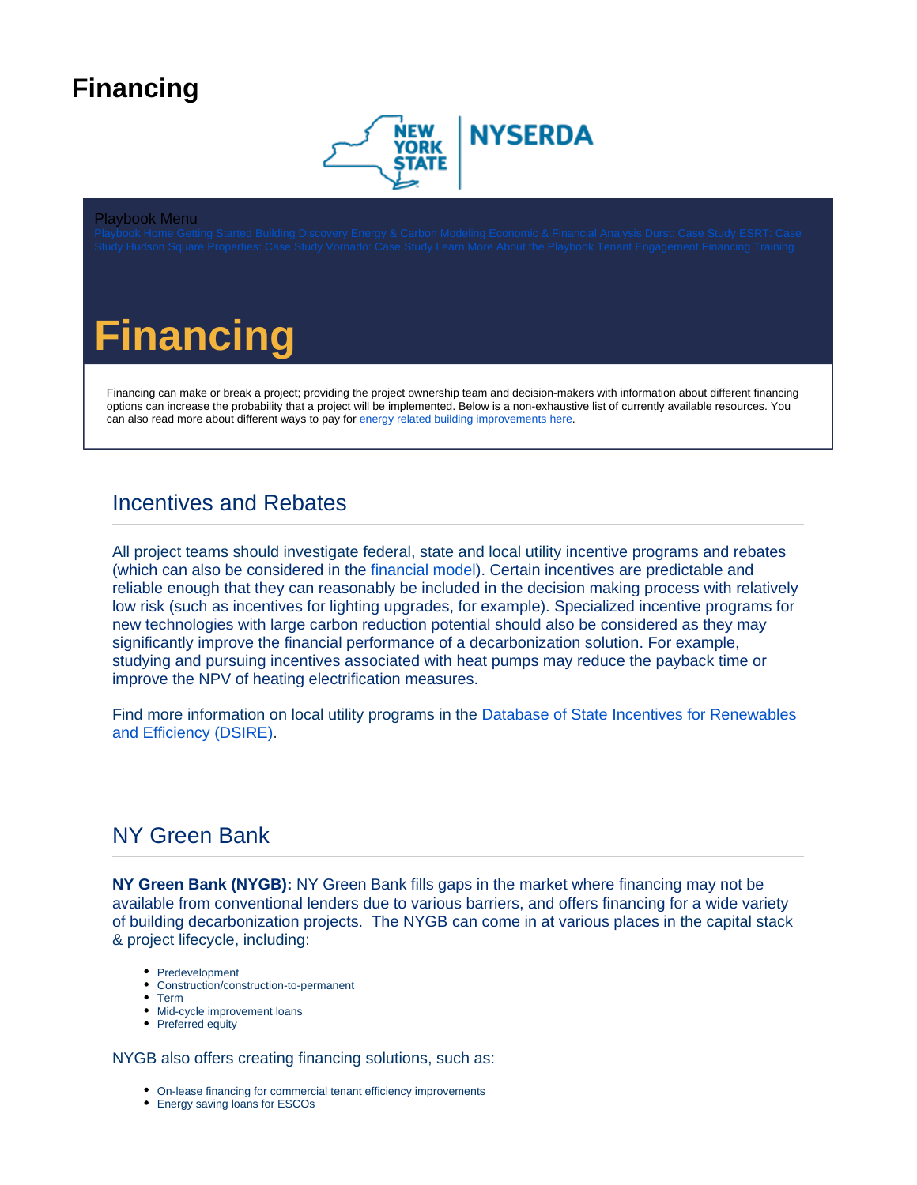# Financing

Playbook Menu

Playbook Home Getting Started Building Discovery Energy & Carbon Modeling Economic & Financial Analysis Durst: Case Study ESRT: Case Study Hudson Square Properties: Case Study Vornado: Case Study Learn More About the Playbook Tenant Engagement Financing Training

# Financing

Financing can make or break a project; providing the project ownership team and decision-makers with information about different financing options can increase the probability that a project will be implemented. Below is a non-exhaustive list of currently available resources. You can also read more about different ways to pay for energy related building improvements here.

## Incentives and Rebates

All project teams should investigate federal, state and local utility incentive programs and rebates (which can also be considered in the financial model). Certain incentives are predictable and reliable enough that they can reasonably be included in the decision making process with relatively low risk (such as incentives for lighting upgrades, for example). Specialized incentive programs for new technologies with large carbon reduction potential should also be considered as they may significantly improve the financial performance of a decarbonization solution. For example, studying and pursuing incentives associated with heat pumps may reduce the payback time or improve the NPV of heating electrification measures.

Find more information on local utility programs in the Database of State Incentives for Renewables and Efficiency (DSIRE).

## NY Green Bank

**NY Green Bank (NYGB):** NY Green Bank fills gaps in the market where financing may not be available from conventional lenders due to various barriers, and offers financing for a wide variety of building decarbonization projects. The NYGB can come in at various places in the capital stack & project lifecycle, including:

- Predevelopment
- Construction/construction-to-permanent
- Term
- Mid-cycle improvement loans
- Preferred equity

NYGB also offers creating financing solutions, such as:

- On-lease financing for commercial tenant efficiency improvements
- Energy saving loans for ESCOs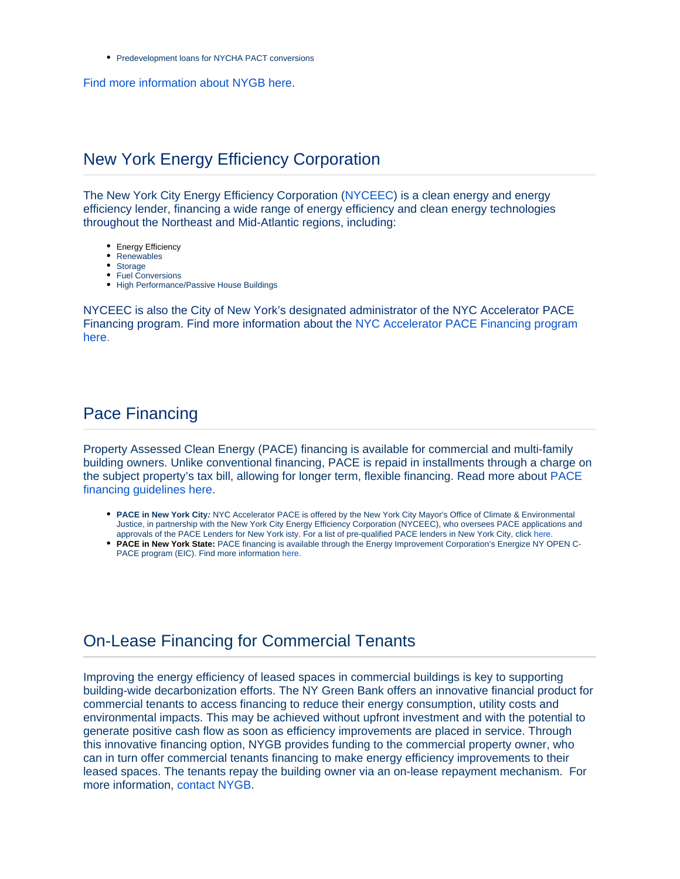- Predevelopment loans for NYCHA PACT conversions

Find more information about NYGB here.

## New York Energy Efficiency Corporation

The New York City Energy Efficiency Corporation (NYCEEC) is a clean energy and energy efficiency lender, financing a wide range of energy efficiency and clean energy technologies throughout the Northeast and Mid-Atlantic regions, including:

- Energy Efficiency
- Renewables
- Storage
- Fuel Conversions
- High Performance/Passive House Buildings

NYCEEC is also the City of New York's designated administrator of the NYC Accelerator PACE Financing program. Find more information about the NYC Accelerator PACE Financing program here.

## Pace Financing

Property Assessed Clean Energy (PACE) financing is available for commercial and multi-family building owners. Unlike conventional financing, PACE is repaid in installments through a charge on the subject property's tax bill, allowing for longer term, flexible financing. Read more about PACE financing guidelines here.

- **PACE in New York City*:*** NYC Accelerator PACE is offered by the New York City Mayor's Office of Climate & Environmental Justice, in partnership with the New York City Energy Efficiency Corporation (NYCEEC), who oversees PACE applications and approvals of the PACE Lenders for New York isty. For a list of pre-qualified PACE lenders in New York City, click here.
- **PACE in New York State:** PACE financing is available through the Energy Improvement Corporation's Energize NY OPEN C-PACE program (EIC). Find more information here.

## On-Lease Financing for Commercial Tenants

Improving the energy efficiency of leased spaces in commercial buildings is key to supporting building-wide decarbonization efforts. The NY Green Bank offers an innovative financial product for commercial tenants to access financing to reduce their energy consumption, utility costs and environmental impacts. This may be achieved without upfront investment and with the potential to generate positive cash flow as soon as efficiency improvements are placed in service. Through this innovative financing option, NYGB provides funding to the commercial property owner, who can in turn offer commercial tenants financing to make energy efficiency improvements to their leased spaces. The tenants repay the building owner via an on-lease repayment mechanism. For more information, contact NYGB.